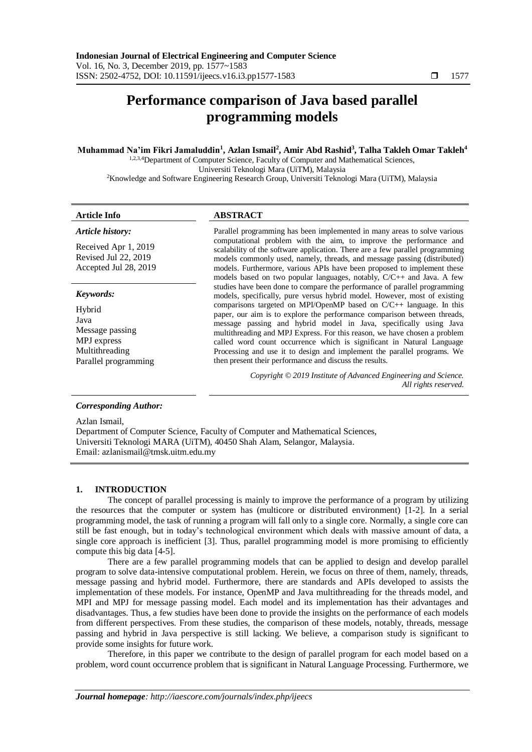# Performance comparison of Java based parallel programming models

**Muhammad Na'im Fikri Jamaluddin[1], Azlan Ismail[2], Amir Abd Rashid[3], Talha Takleh Omar Takleh[4]**

[1,2,3,4]Department of Computer Science, Faculty of Computer and Mathematical Sciences, Universiti Teknologi Mara (UiTM), Malaysia

[2]Knowledge and Software Engineering Research Group, Universiti Teknologi Mara (UiTM), Malaysia

**Article Info**

*Article history:*

Received Apr 1, 2019
Revised Jul 22, 2019
Accepted Jul 28, 2019

*Keywords:*

Hybrid
Java
Message passing
MPJ express
Multithreading
Parallel programming

**ABSTRACT**

Parallel programming has been implemented in many areas to solve various computational problem with the aim, to improve the performance and scalability of the software application. There are a few parallel programming models commonly used, namely, threads, and message passing (distributed) models. Furthermore, various APIs have been proposed to implement these models based on two popular languages, notably, C/C++ and Java. A few studies have been done to compare the performance of parallel programming models, specifically, pure versus hybrid model. However, most of existing comparisons targeted on MPI/OpenMP based on C/C++ language. In this paper, our aim is to explore the performance comparison between threads, message passing and hybrid model in Java, specifically using Java multithreading and MPJ Express. For this reason, we have chosen a problem called word count occurrence which is significant in Natural Language Processing and use it to design and implement the parallel programs. We then present their performance and discuss the results.

*Copyright © 2019 Institute of Advanced Engineering and Science. All rights reserved.*

***Corresponding Author:***

Azlan Ismail,
Department of Computer Science, Faculty of Computer and Mathematical Sciences,
Universiti Teknologi MARA (UiTM), 40450 Shah Alam, Selangor, Malaysia.
Email: azlanismail@tmsk.uitm.edu.my

## 1. INTRODUCTION

The concept of parallel processing is mainly to improve the performance of a program by utilizing the resources that the computer or system has (multicore or distributed environment) [1-2]. In a serial programming model, the task of running a program will fall only to a single core. Normally, a single core can still be fast enough, but in today's technological environment which deals with massive amount of data, a single core approach is inefficient [3]. Thus, parallel programming model is more promising to efficiently compute this big data [4-5].

There are a few parallel programming models that can be applied to design and develop parallel program to solve data-intensive computational problem. Herein, we focus on three of them, namely, threads, message passing and hybrid model. Furthermore, there are standards and APIs developed to assists the implementation of these models. For instance, OpenMP and Java multithreading for the threads model, and MPI and MPJ for message passing model. Each model and its implementation has their advantages and disadvantages. Thus, a few studies have been done to provide the insights on the performance of each models from different perspectives. From these studies, the comparison of these models, notably, threads, message passing and hybrid in Java perspective is still lacking. We believe, a comparison study is significant to provide some insights for future work.

Therefore, in this paper we contribute to the design of parallel program for each model based on a problem, word count occurrence problem that is significant in Natural Language Processing. Furthermore, we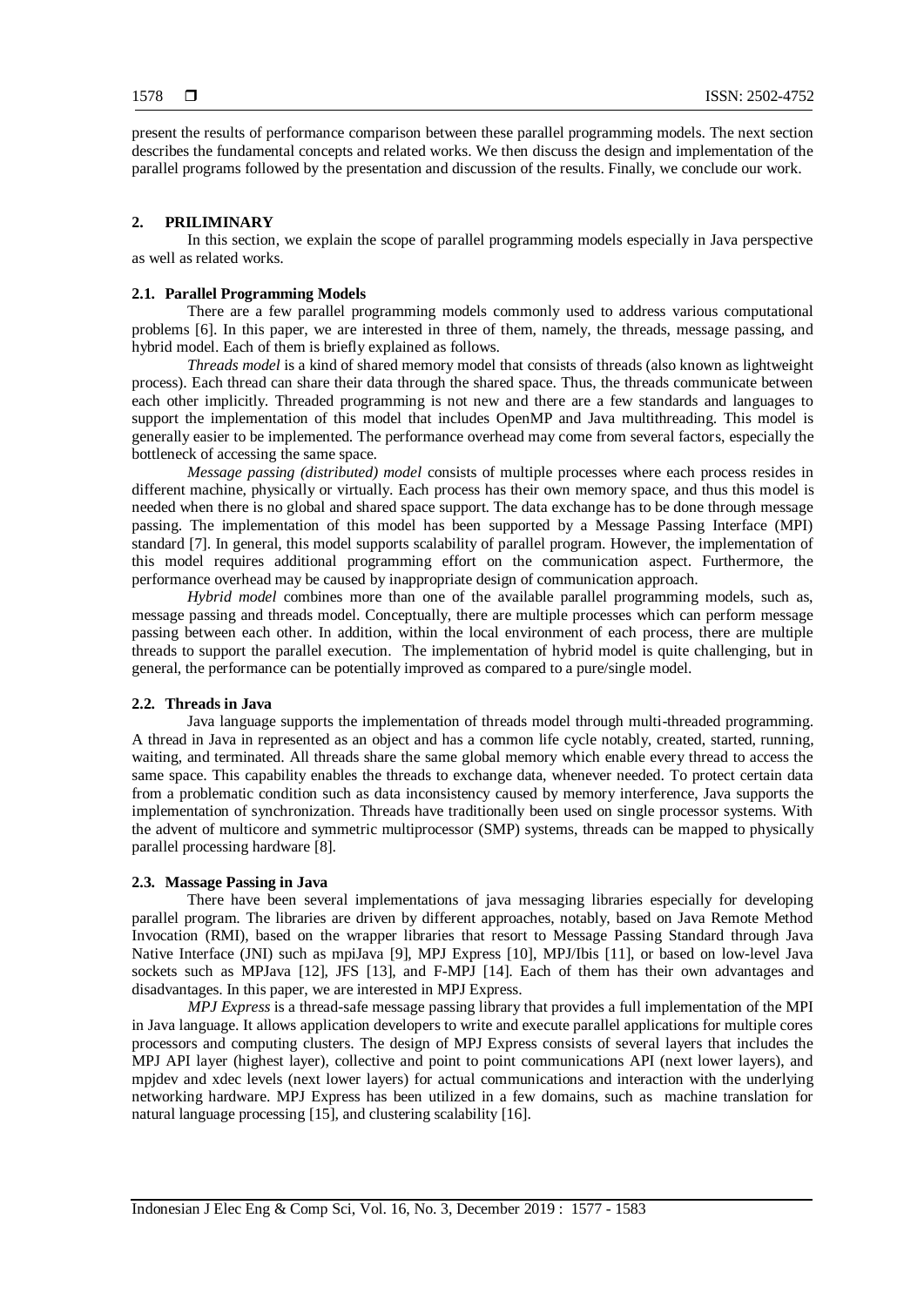present the results of performance comparison between these parallel programming models. The next section describes the fundamental concepts and related works. We then discuss the design and implementation of the parallel programs followed by the presentation and discussion of the results. Finally, we conclude our work.

## 2. PRILIMINARY

In this section, we explain the scope of parallel programming models especially in Java perspective as well as related works.

### 2.1. Parallel Programming Models

There are a few parallel programming models commonly used to address various computational problems [6]. In this paper, we are interested in three of them, namely, the threads, message passing, and hybrid model. Each of them is briefly explained as follows.

*Threads model* is a kind of shared memory model that consists of threads (also known as lightweight process). Each thread can share their data through the shared space. Thus, the threads communicate between each other implicitly. Threaded programming is not new and there are a few standards and languages to support the implementation of this model that includes OpenMP and Java multithreading. This model is generally easier to be implemented. The performance overhead may come from several factors, especially the bottleneck of accessing the same space.

*Message passing (distributed) model* consists of multiple processes where each process resides in different machine, physically or virtually. Each process has their own memory space, and thus this model is needed when there is no global and shared space support. The data exchange has to be done through message passing. The implementation of this model has been supported by a Message Passing Interface (MPI) standard [7]. In general, this model supports scalability of parallel program. However, the implementation of this model requires additional programming effort on the communication aspect. Furthermore, the performance overhead may be caused by inappropriate design of communication approach.

*Hybrid model* combines more than one of the available parallel programming models, such as, message passing and threads model. Conceptually, there are multiple processes which can perform message passing between each other. In addition, within the local environment of each process, there are multiple threads to support the parallel execution. The implementation of hybrid model is quite challenging, but in general, the performance can be potentially improved as compared to a pure/single model.

### 2.2. Threads in Java

Java language supports the implementation of threads model through multi-threaded programming. A thread in Java in represented as an object and has a common life cycle notably, created, started, running, waiting, and terminated. All threads share the same global memory which enable every thread to access the same space. This capability enables the threads to exchange data, whenever needed. To protect certain data from a problematic condition such as data inconsistency caused by memory interference, Java supports the implementation of synchronization. Threads have traditionally been used on single processor systems. With the advent of multicore and symmetric multiprocessor (SMP) systems, threads can be mapped to physically parallel processing hardware [8].

### 2.3. Massage Passing in Java

There have been several implementations of java messaging libraries especially for developing parallel program. The libraries are driven by different approaches, notably, based on Java Remote Method Invocation (RMI), based on the wrapper libraries that resort to Message Passing Standard through Java Native Interface (JNI) such as mpiJava [9], MPJ Express [10], MPJ/Ibis [11], or based on low-level Java sockets such as MPJava [12], JFS [13], and F-MPJ [14]. Each of them has their own advantages and disadvantages. In this paper, we are interested in MPJ Express.

*MPJ Express* is a thread-safe message passing library that provides a full implementation of the MPI in Java language. It allows application developers to write and execute parallel applications for multiple cores processors and computing clusters. The design of MPJ Express consists of several layers that includes the MPJ API layer (highest layer), collective and point to point communications API (next lower layers), and mpjdev and xdec levels (next lower layers) for actual communications and interaction with the underlying networking hardware. MPJ Express has been utilized in a few domains, such as machine translation for natural language processing [15], and clustering scalability [16].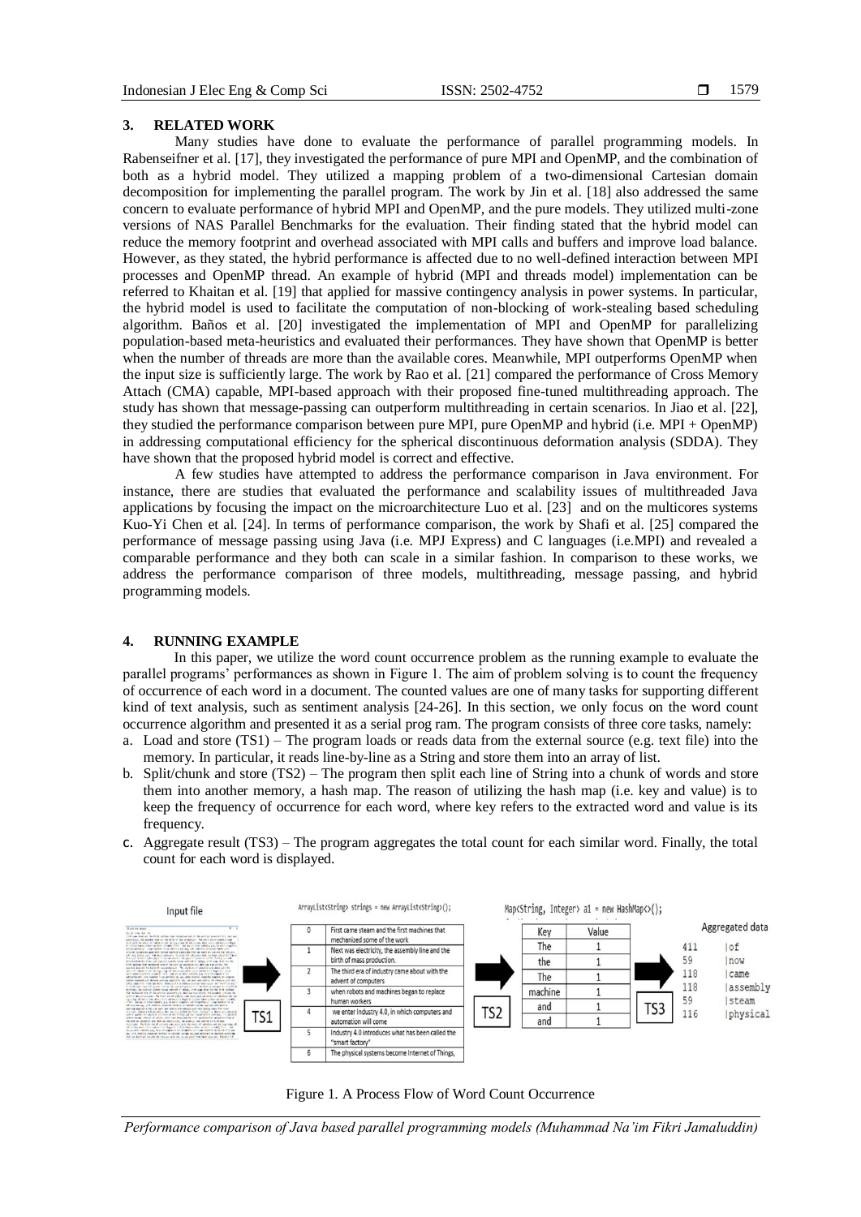## 3. RELATED WORK

Many studies have done to evaluate the performance of parallel programming models. In Rabenseifner et al. [17], they investigated the performance of pure MPI and OpenMP, and the combination of both as a hybrid model. They utilized a mapping problem of a two-dimensional Cartesian domain decomposition for implementing the parallel program. The work by Jin et al. [18] also addressed the same concern to evaluate performance of hybrid MPI and OpenMP, and the pure models. They utilized multi-zone versions of NAS Parallel Benchmarks for the evaluation. Their finding stated that the hybrid model can reduce the memory footprint and overhead associated with MPI calls and buffers and improve load balance. However, as they stated, the hybrid performance is affected due to no well-defined interaction between MPI processes and OpenMP thread. An example of hybrid (MPI and threads model) implementation can be referred to Khaitan et al. [19] that applied for massive contingency analysis in power systems. In particular, the hybrid model is used to facilitate the computation of non-blocking of work-stealing based scheduling algorithm. Baños et al. [20] investigated the implementation of MPI and OpenMP for parallelizing population-based meta-heuristics and evaluated their performances. They have shown that OpenMP is better when the number of threads are more than the available cores. Meanwhile, MPI outperforms OpenMP when the input size is sufficiently large. The work by Rao et al. [21] compared the performance of Cross Memory Attach (CMA) capable, MPI-based approach with their proposed fine-tuned multithreading approach. The study has shown that message-passing can outperform multithreading in certain scenarios. In Jiao et al. [22], they studied the performance comparison between pure MPI, pure OpenMP and hybrid (i.e. MPI + OpenMP) in addressing computational efficiency for the spherical discontinuous deformation analysis (SDDA). They have shown that the proposed hybrid model is correct and effective.

A few studies have attempted to address the performance comparison in Java environment. For instance, there are studies that evaluated the performance and scalability issues of multithreaded Java applications by focusing the impact on the microarchitecture Luo et al. [23] and on the multicores systems Kuo-Yi Chen et al. [24]. In terms of performance comparison, the work by Shafi et al. [25] compared the performance of message passing using Java (i.e. MPJ Express) and C languages (i.e.MPI) and revealed a comparable performance and they both can scale in a similar fashion. In comparison to these works, we address the performance comparison of three models, multithreading, message passing, and hybrid programming models.

## 4. RUNNING EXAMPLE

In this paper, we utilize the word count occurrence problem as the running example to evaluate the parallel programs' performances as shown in Figure 1. The aim of problem solving is to count the frequency of occurrence of each word in a document. The counted values are one of many tasks for supporting different kind of text analysis, such as sentiment analysis [24-26]. In this section, we only focus on the word count occurrence algorithm and presented it as a serial prog ram. The program consists of three core tasks, namely:

a. Load and store (TS1) – The program loads or reads data from the external source (e.g. text file) into the memory. In particular, it reads line-by-line as a String and store them into an array of list.
b. Split/chunk and store (TS2) – The program then split each line of String into a chunk of words and store them into another memory, a hash map. The reason of utilizing the hash map (i.e. key and value) is to keep the frequency of occurrence for each word, where key refers to the extracted word and value is its frequency.
c. Aggregate result (TS3) – The program aggregates the total count for each similar word. Finally, the total count for each word is displayed.

Input file

`ArrayList<String> strings = new ArrayList<String>();`

| | |
|---|---|
| 0 | First came steam and the first machines that mechanized some of the work |
| 1 | Next was electricity, the assembly line and the birth of mass production. |
| 2 | The third era of industry came about with the advent of computers |
| 3 | when robots and machines began to replace human workers |
| 4 | we enter Industry 4.0, in which computers and automation will come |
| 5 | Industry 4.0 introduces what has been called the "smart factory" |
| 6 | The physical systems become Internet of Things, |

`Map<String, Integer> a1 = new HashMap<>();`

| Key | Value |
|---|---|
| The | 1 |
| the | 1 |
| The | 1 |
| machine | 1 |
| and | 1 |
| and | 1 |

Aggregated data

```
411   |of
59    |now
118   |came
118   |assembly
59    |steam
116   |physical
```

Figure 1. A Process Flow of Word Count Occurrence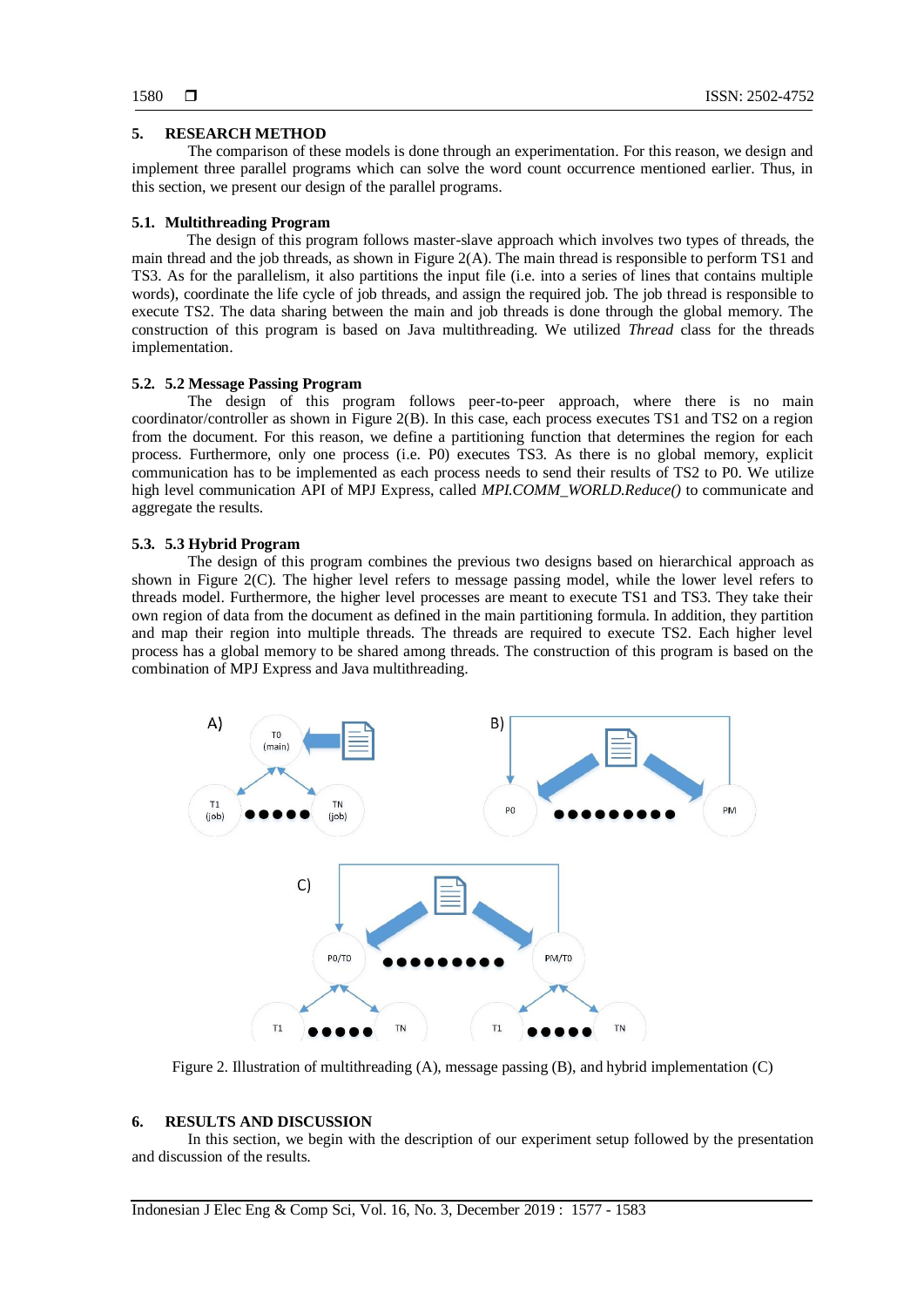## 5. RESEARCH METHOD

The comparison of these models is done through an experimentation. For this reason, we design and implement three parallel programs which can solve the word count occurrence mentioned earlier. Thus, in this section, we present our design of the parallel programs.

### 5.1. Multithreading Program

The design of this program follows master-slave approach which involves two types of threads, the main thread and the job threads, as shown in Figure 2(A). The main thread is responsible to perform TS1 and TS3. As for the parallelism, it also partitions the input file (i.e. into a series of lines that contains multiple words), coordinate the life cycle of job threads, and assign the required job. The job thread is responsible to execute TS2. The data sharing between the main and job threads is done through the global memory. The construction of this program is based on Java multithreading. We utilized *Thread* class for the threads implementation.

### 5.2. 5.2 Message Passing Program

The design of this program follows peer-to-peer approach, where there is no main coordinator/controller as shown in Figure 2(B). In this case, each process executes TS1 and TS2 on a region from the document. For this reason, we define a partitioning function that determines the region for each process. Furthermore, only one process (i.e. P0) executes TS3. As there is no global memory, explicit communication has to be implemented as each process needs to send their results of TS2 to P0. We utilize high level communication API of MPJ Express, called *MPI.COMM_WORLD.Reduce()* to communicate and aggregate the results.

### 5.3. 5.3 Hybrid Program

The design of this program combines the previous two designs based on hierarchical approach as shown in Figure 2(C). The higher level refers to message passing model, while the lower level refers to threads model. Furthermore, the higher level processes are meant to execute TS1 and TS3. They take their own region of data from the document as defined in the main partitioning formula. In addition, they partition and map their region into multiple threads. The threads are required to execute TS2. Each higher level process has a global memory to be shared among threads. The construction of this program is based on the combination of MPJ Express and Java multithreading.

Figure 2. Illustration of multithreading (A), message passing (B), and hybrid implementation (C)

## 6. RESULTS AND DISCUSSION

In this section, we begin with the description of our experiment setup followed by the presentation and discussion of the results.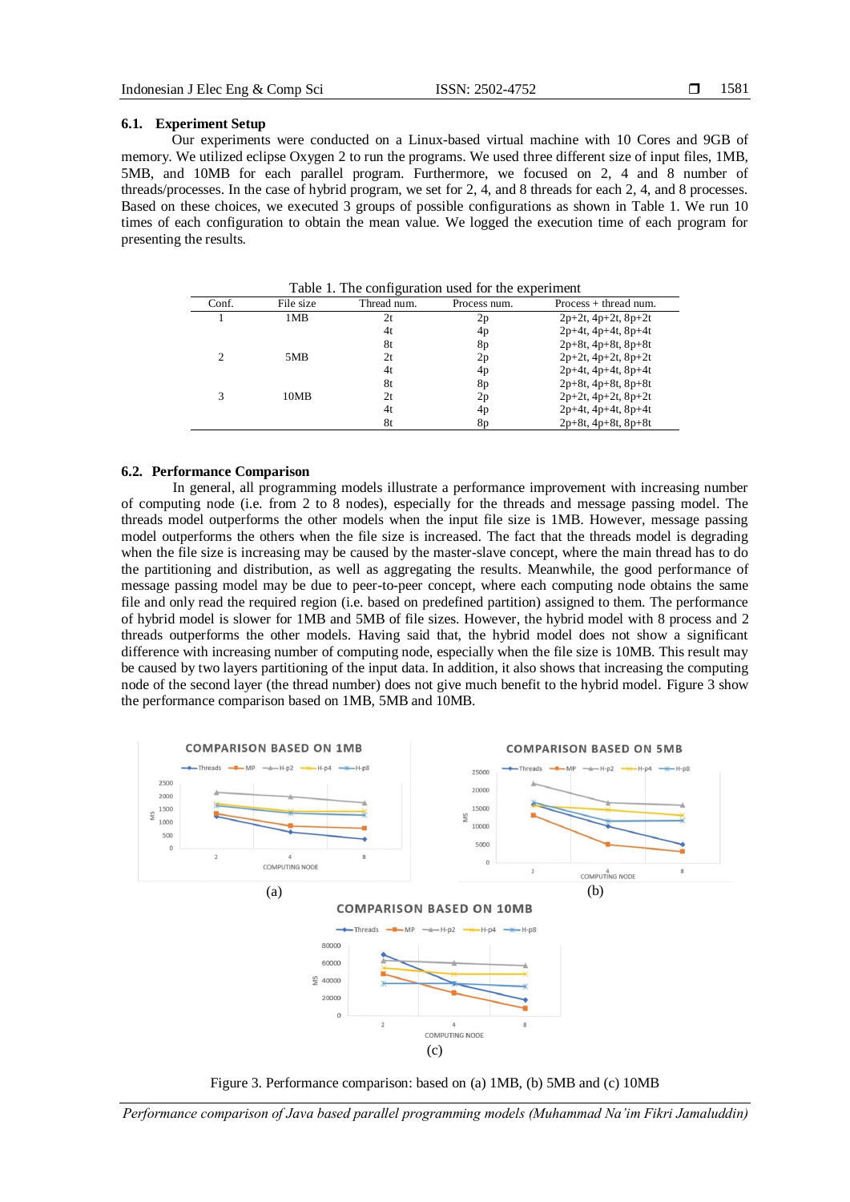### 6.1. Experiment Setup

Our experiments were conducted on a Linux-based virtual machine with 10 Cores and 9GB of memory. We utilized eclipse Oxygen 2 to run the programs. We used three different size of input files, 1MB, 5MB, and 10MB for each parallel program. Furthermore, we focused on 2, 4 and 8 number of threads/processes. In the case of hybrid program, we set for 2, 4, and 8 threads for each 2, 4, and 8 processes. Based on these choices, we executed 3 groups of possible configurations as shown in Table 1. We run 10 times of each configuration to obtain the mean value. We logged the execution time of each program for presenting the results.

Table 1. The configuration used for the experiment

| Conf. | File size | Thread num. | Process num. | Process + thread num. |
|---|---|---|---|---|
| 1 | 1MB | 2t | 2p | 2p+2t, 4p+2t, 8p+2t |
| | | 4t | 4p | 2p+4t, 4p+4t, 8p+4t |
| | | 8t | 8p | 2p+8t, 4p+8t, 8p+8t |
| 2 | 5MB | 2t | 2p | 2p+2t, 4p+2t, 8p+2t |
| | | 4t | 4p | 2p+4t, 4p+4t, 8p+4t |
| | | 8t | 8p | 2p+8t, 4p+8t, 8p+8t |
| 3 | 10MB | 2t | 2p | 2p+2t, 4p+2t, 8p+2t |
| | | 4t | 4p | 2p+4t, 4p+4t, 8p+4t |
| | | 8t | 8p | 2p+8t, 4p+8t, 8p+8t |

### 6.2. Performance Comparison

In general, all programming models illustrate a performance improvement with increasing number of computing node (i.e. from 2 to 8 nodes), especially for the threads and message passing model. The threads model outperforms the other models when the input file size is 1MB. However, message passing model outperforms the others when the file size is increased. The fact that the threads model is degrading when the file size is increasing may be caused by the master-slave concept, where the main thread has to do the partitioning and distribution, as well as aggregating the results. Meanwhile, the good performance of message passing model may be due to peer-to-peer concept, where each computing node obtains the same file and only read the required region (i.e. based on predefined partition) assigned to them. The performance of hybrid model is slower for 1MB and 5MB of file sizes. However, the hybrid model with 8 process and 2 threads outperforms the other models. Having said that, the hybrid model does not show a significant difference with increasing number of computing node, especially when the file size is 10MB. This result may be caused by two layers partitioning of the input data. In addition, it also shows that increasing the computing node of the second layer (the thread number) does not give much benefit to the hybrid model. Figure 3 show the performance comparison based on 1MB, 5MB and 10MB.

(a)

(b)

(c)

Figure 3. Performance comparison: based on (a) 1MB, (b) 5MB and (c) 10MB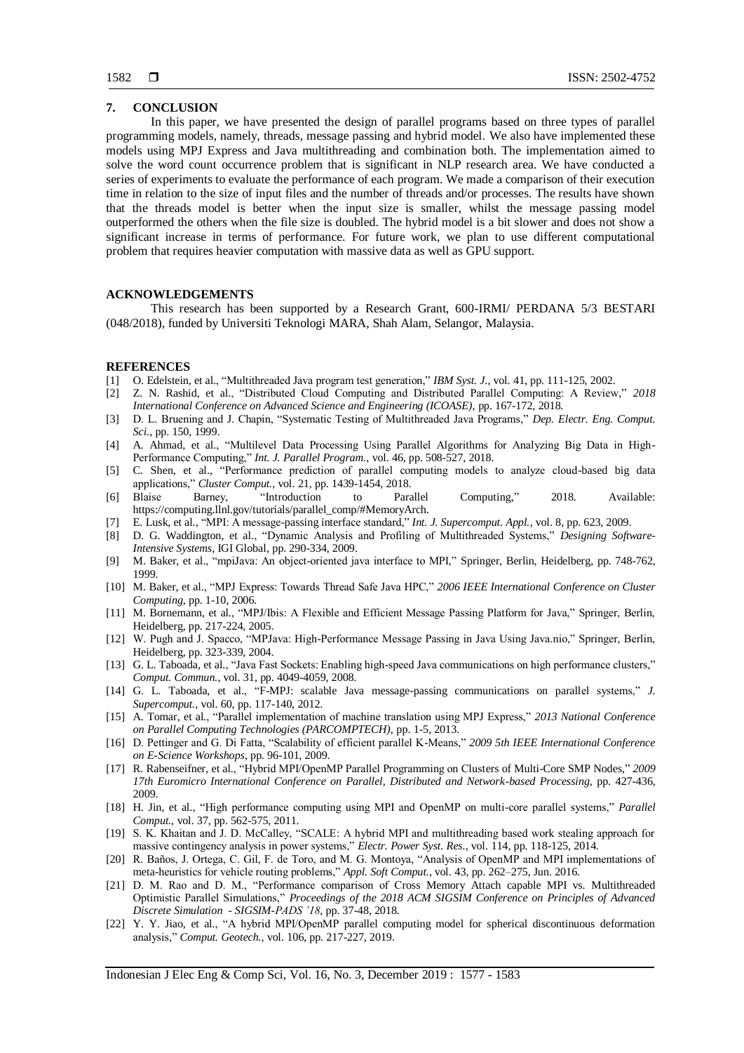## 7. CONCLUSION

In this paper, we have presented the design of parallel programs based on three types of parallel programming models, namely, threads, message passing and hybrid model. We also have implemented these models using MPJ Express and Java multithreading and combination both. The implementation aimed to solve the word count occurrence problem that is significant in NLP research area. We have conducted a series of experiments to evaluate the performance of each program. We made a comparison of their execution time in relation to the size of input files and the number of threads and/or processes. The results have shown that the threads model is better when the input size is smaller, whilst the message passing model outperformed the others when the file size is doubled. The hybrid model is a bit slower and does not show a significant increase in terms of performance. For future work, we plan to use different computational problem that requires heavier computation with massive data as well as GPU support.

## ACKNOWLEDGEMENTS

This research has been supported by a Research Grant, 600-IRMI/ PERDANA 5/3 BESTARI (048/2018), funded by Universiti Teknologi MARA, Shah Alam, Selangor, Malaysia.

## REFERENCES

[1] O. Edelstein, et al., "Multithreaded Java program test generation," *IBM Syst. J.*, vol. 41, pp. 111-125, 2002.

[2] Z. N. Rashid, et al., "Distributed Cloud Computing and Distributed Parallel Computing: A Review," *2018 International Conference on Advanced Science and Engineering (ICOASE)*, pp. 167-172, 2018.

[3] D. L. Bruening and J. Chapin, "Systematic Testing of Multithreaded Java Programs," *Dep. Electr. Eng. Comput. Sci.*, pp. 150, 1999.

[4] A. Ahmad, et al., "Multilevel Data Processing Using Parallel Algorithms for Analyzing Big Data in High-Performance Computing," *Int. J. Parallel Program.*, vol. 46, pp. 508-527, 2018.

[5] C. Shen, et al., "Performance prediction of parallel computing models to analyze cloud-based big data applications," *Cluster Comput.*, vol. 21, pp. 1439-1454, 2018.

[6] Blaise Barney, "Introduction to Parallel Computing," 2018. Available: https://computing.llnl.gov/tutorials/parallel_comp/#MemoryArch.

[7] E. Lusk, et al., "MPI: A message-passing interface standard," *Int. J. Supercomput. Appl.*, vol. 8, pp. 623, 2009.

[8] D. G. Waddington, et al., "Dynamic Analysis and Profiling of Multithreaded Systems," *Designing Software-Intensive Systems*, IGI Global, pp. 290-334, 2009.

[9] M. Baker, et al., "mpiJava: An object-oriented java interface to MPI," Springer, Berlin, Heidelberg, pp. 748-762, 1999.

[10] M. Baker, et al., "MPJ Express: Towards Thread Safe Java HPC," *2006 IEEE International Conference on Cluster Computing*, pp. 1-10, 2006.

[11] M. Bornemann, et al., "MPJ/Ibis: A Flexible and Efficient Message Passing Platform for Java," Springer, Berlin, Heidelberg, pp. 217-224, 2005.

[12] W. Pugh and J. Spacco, "MPJava: High-Performance Message Passing in Java Using Java.nio," Springer, Berlin, Heidelberg, pp. 323-339, 2004.

[13] G. L. Taboada, et al., "Java Fast Sockets: Enabling high-speed Java communications on high performance clusters," *Comput. Commun.*, vol. 31, pp. 4049-4059, 2008.

[14] G. L. Taboada, et al., "F-MPJ: scalable Java message-passing communications on parallel systems," *J. Supercomput.*, vol. 60, pp. 117-140, 2012.

[15] A. Tomar, et al., "Parallel implementation of machine translation using MPJ Express," *2013 National Conference on Parallel Computing Technologies (PARCOMPTECH)*, pp. 1-5, 2013.

[16] D. Pettinger and G. Di Fatta, "Scalability of efficient parallel K-Means," *2009 5th IEEE International Conference on E-Science Workshops*, pp. 96-101, 2009.

[17] R. Rabenseifner, et al., "Hybrid MPI/OpenMP Parallel Programming on Clusters of Multi-Core SMP Nodes," *2009 17th Euromicro International Conference on Parallel, Distributed and Network-based Processing*, pp. 427-436, 2009.

[18] H. Jin, et al., "High performance computing using MPI and OpenMP on multi-core parallel systems," *Parallel Comput.*, vol. 37, pp. 562-575, 2011.

[19] S. K. Khaitan and J. D. McCalley, "SCALE: A hybrid MPI and multithreading based work stealing approach for massive contingency analysis in power systems," *Electr. Power Syst. Res.*, vol. 114, pp. 118-125, 2014.

[20] R. Baños, J. Ortega, C. Gil, F. de Toro, and M. G. Montoya, "Analysis of OpenMP and MPI implementations of meta-heuristics for vehicle routing problems," *Appl. Soft Comput.*, vol. 43, pp. 262–275, Jun. 2016.

[21] D. M. Rao and D. M., "Performance comparison of Cross Memory Attach capable MPI vs. Multithreaded Optimistic Parallel Simulations," *Proceedings of the 2018 ACM SIGSIM Conference on Principles of Advanced Discrete Simulation - SIGSIM-PADS '18*, pp. 37-48, 2018.

[22] Y. Y. Jiao, et al., "A hybrid MPI/OpenMP parallel computing model for spherical discontinuous deformation analysis," *Comput. Geotech.*, vol. 106, pp. 217-227, 2019.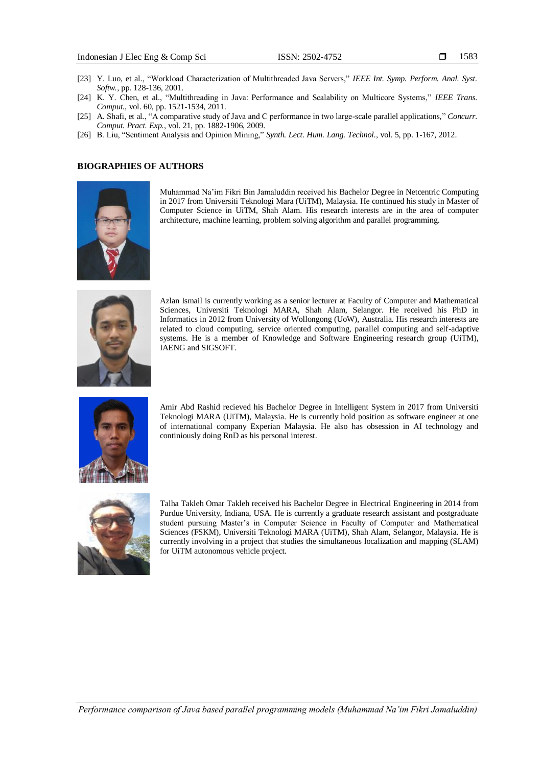[23] Y. Luo, et al., "Workload Characterization of Multithreaded Java Servers," *IEEE Int. Symp. Perform. Anal. Syst. Softw.*, pp. 128-136, 2001.

[24] K. Y. Chen, et al., "Multithreading in Java: Performance and Scalability on Multicore Systems," *IEEE Trans. Comput.*, vol. 60, pp. 1521-1534, 2011.

[25] A. Shafi, et al., "A comparative study of Java and C performance in two large-scale parallel applications," *Concurr. Comput. Pract. Exp.*, vol. 21, pp. 1882-1906, 2009.

[26] B. Liu, "Sentiment Analysis and Opinion Mining," *Synth. Lect. Hum. Lang. Technol.*, vol. 5, pp. 1-167, 2012.

## BIOGRAPHIES OF AUTHORS

Muhammad Na'im Fikri Bin Jamaluddin received his Bachelor Degree in Netcentric Computing in 2017 from Universiti Teknologi Mara (UiTM), Malaysia. He continued his study in Master of Computer Science in UiTM, Shah Alam. His research interests are in the area of computer architecture, machine learning, problem solving algorithm and parallel programming.

Azlan Ismail is currently working as a senior lecturer at Faculty of Computer and Mathematical Sciences, Universiti Teknologi MARA, Shah Alam, Selangor. He received his PhD in Informatics in 2012 from University of Wollongong (UoW), Australia. His research interests are related to cloud computing, service oriented computing, parallel computing and self-adaptive systems. He is a member of Knowledge and Software Engineering research group (UiTM), IAENG and SIGSOFT.

Amir Abd Rashid recieved his Bachelor Degree in Intelligent System in 2017 from Universiti Teknologi MARA (UiTM), Malaysia. He is currently hold position as software engineer at one of international company Experian Malaysia. He also has obsession in AI technology and continiously doing RnD as his personal interest.

Talha Takleh Omar Takleh received his Bachelor Degree in Electrical Engineering in 2014 from Purdue University, Indiana, USA. He is currently a graduate research assistant and postgraduate student pursuing Master's in Computer Science in Faculty of Computer and Mathematical Sciences (FSKM), Universiti Teknologi MARA (UiTM), Shah Alam, Selangor, Malaysia. He is currently involving in a project that studies the simultaneous localization and mapping (SLAM) for UiTM autonomous vehicle project.